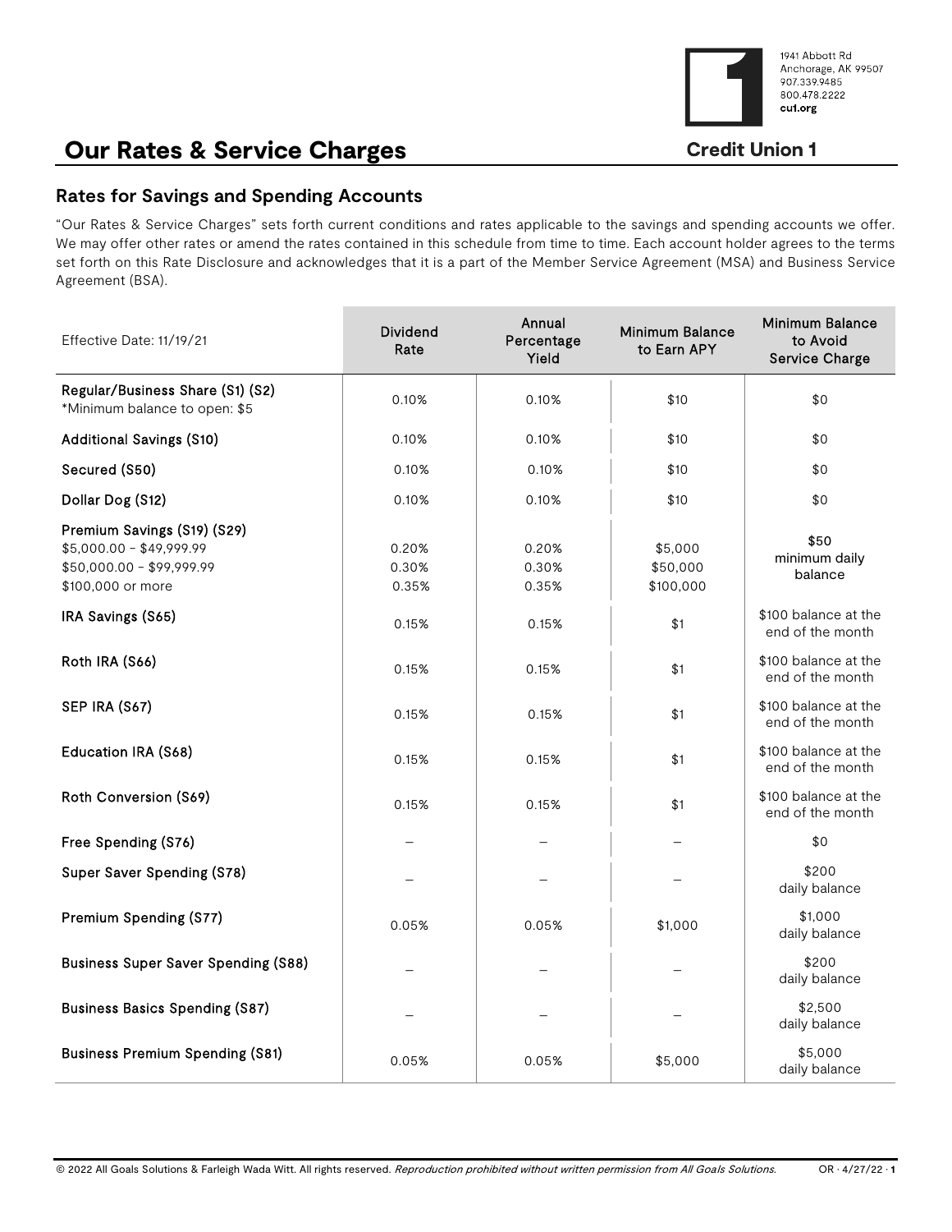1941 Abbott Rd
Anchorage, AK 99507
907.339.9485
800.478.2222
cu1.org

# Our Rates & Service Charges

**Credit Union 1**

## Rates for Savings and Spending Accounts

"Our Rates & Service Charges" sets forth current conditions and rates applicable to the savings and spending accounts we offer. We may offer other rates or amend the rates contained in this schedule from time to time. Each account holder agrees to the terms set forth on this Rate Disclosure and acknowledges that it is a part of the Member Service Agreement (MSA) and Business Service Agreement (BSA).

| Effective Date: 11/19/21 | Dividend Rate | Annual Percentage Yield | Minimum Balance to Earn APY | Minimum Balance to Avoid Service Charge |
|---|---|---|---|---|
| **Regular/Business Share (S1) (S2)**<br>*Minimum balance to open: $5 | 0.10% | 0.10% | $10 | $0 |
| **Additional Savings (S10)** | 0.10% | 0.10% | $10 | $0 |
| **Secured (S50)** | 0.10% | 0.10% | $10 | $0 |
| **Dollar Dog (S12)** | 0.10% | 0.10% | $10 | $0 |
| **Premium Savings (S19) (S29)**<br>$5,000.00 – $49,999.99<br>$50,000.00 – $99,999.99<br>$100,000 or more | <br>0.20%<br>0.30%<br>0.35% | <br>0.20%<br>0.30%<br>0.35% | <br>$5,000<br>$50,000<br>$100,000 | $50 minimum daily balance |
| **IRA Savings (S65)** | 0.15% | 0.15% | $1 | $100 balance at the end of the month |
| **Roth IRA (S66)** | 0.15% | 0.15% | $1 | $100 balance at the end of the month |
| **SEP IRA (S67)** | 0.15% | 0.15% | $1 | $100 balance at the end of the month |
| **Education IRA (S68)** | 0.15% | 0.15% | $1 | $100 balance at the end of the month |
| **Roth Conversion (S69)** | 0.15% | 0.15% | $1 | $100 balance at the end of the month |
| **Free Spending (S76)** | – | – | – | $0 |
| **Super Saver Spending (S78)** | – | – | – | $200 daily balance |
| **Premium Spending (S77)** | 0.05% | 0.05% | $1,000 | $1,000 daily balance |
| **Business Super Saver Spending (S88)** | – | – | – | $200 daily balance |
| **Business Basics Spending (S87)** | – | – | – | $2,500 daily balance |
| **Business Premium Spending (S81)** | 0.05% | 0.05% | $5,000 | $5,000 daily balance |

© 2022 All Goals Solutions & Farleigh Wada Witt. All rights reserved. *Reproduction prohibited without written permission from All Goals Solutions.*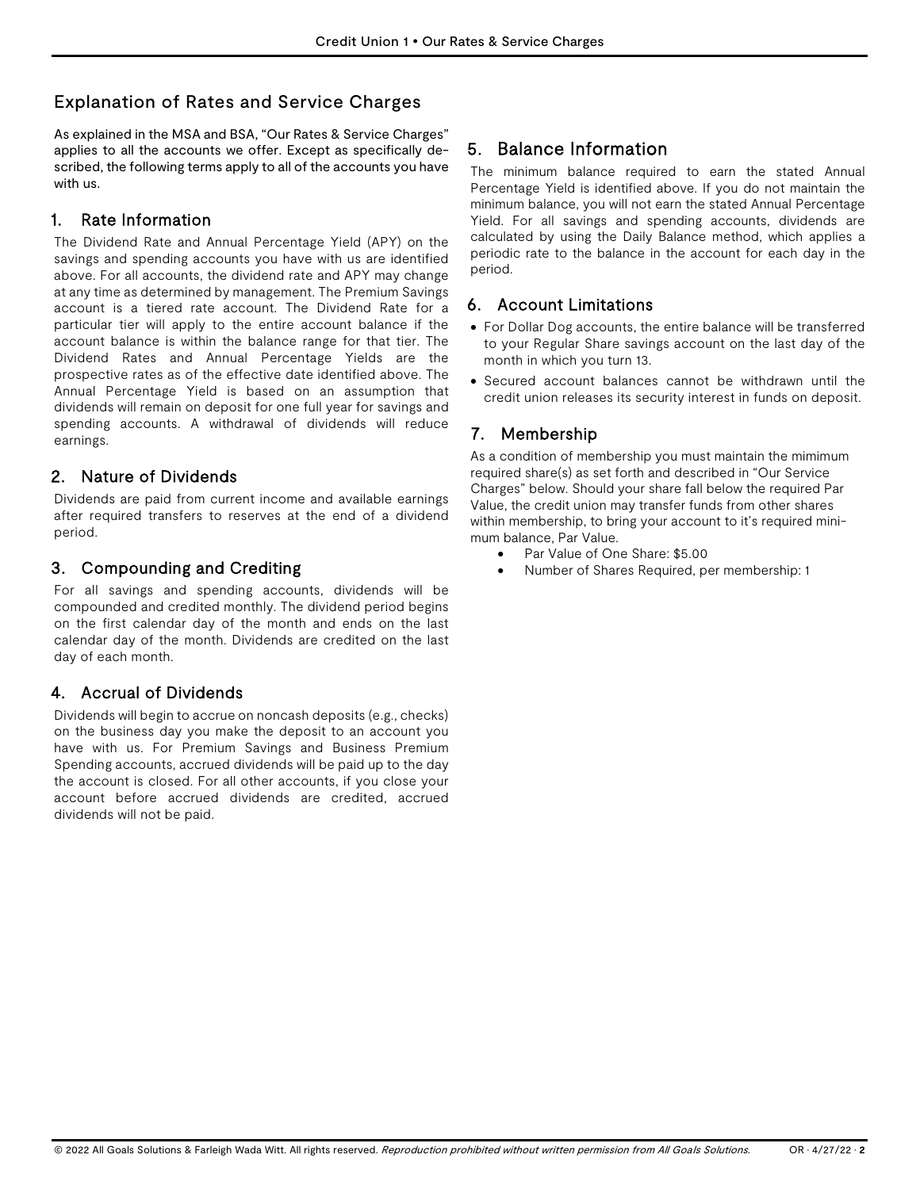## Explanation of Rates and Service Charges

As explained in the MSA and BSA, "Our Rates & Service Charges" applies to all the accounts we offer. Except as specifically described, the following terms apply to all of the accounts you have with us.

### 1. Rate Information

The Dividend Rate and Annual Percentage Yield (APY) on the savings and spending accounts you have with us are identified above. For all accounts, the dividend rate and APY may change at any time as determined by management. The Premium Savings account is a tiered rate account. The Dividend Rate for a particular tier will apply to the entire account balance if the account balance is within the balance range for that tier. The Dividend Rates and Annual Percentage Yields are the prospective rates as of the effective date identified above. The Annual Percentage Yield is based on an assumption that dividends will remain on deposit for one full year for savings and spending accounts. A withdrawal of dividends will reduce earnings.

### 2. Nature of Dividends

Dividends are paid from current income and available earnings after required transfers to reserves at the end of a dividend period.

### 3. Compounding and Crediting

For all savings and spending accounts, dividends will be compounded and credited monthly. The dividend period begins on the first calendar day of the month and ends on the last calendar day of the month. Dividends are credited on the last day of each month.

### 4. Accrual of Dividends

Dividends will begin to accrue on noncash deposits (e.g., checks) on the business day you make the deposit to an account you have with us. For Premium Savings and Business Premium Spending accounts, accrued dividends will be paid up to the day the account is closed. For all other accounts, if you close your account before accrued dividends are credited, accrued dividends will not be paid.

### 5. Balance Information

The minimum balance required to earn the stated Annual Percentage Yield is identified above. If you do not maintain the minimum balance, you will not earn the stated Annual Percentage Yield. For all savings and spending accounts, dividends are calculated by using the Daily Balance method, which applies a periodic rate to the balance in the account for each day in the period.

### 6. Account Limitations

- For Dollar Dog accounts, the entire balance will be transferred to your Regular Share savings account on the last day of the month in which you turn 13.
- Secured account balances cannot be withdrawn until the credit union releases its security interest in funds on deposit.

### 7. Membership

As a condition of membership you must maintain the mimimum required share(s) as set forth and described in "Our Service Charges" below. Should your share fall below the required Par Value, the credit union may transfer funds from other shares within membership, to bring your account to it's required minimum balance, Par Value.

- Par Value of One Share: $5.00
- Number of Shares Required, per membership: 1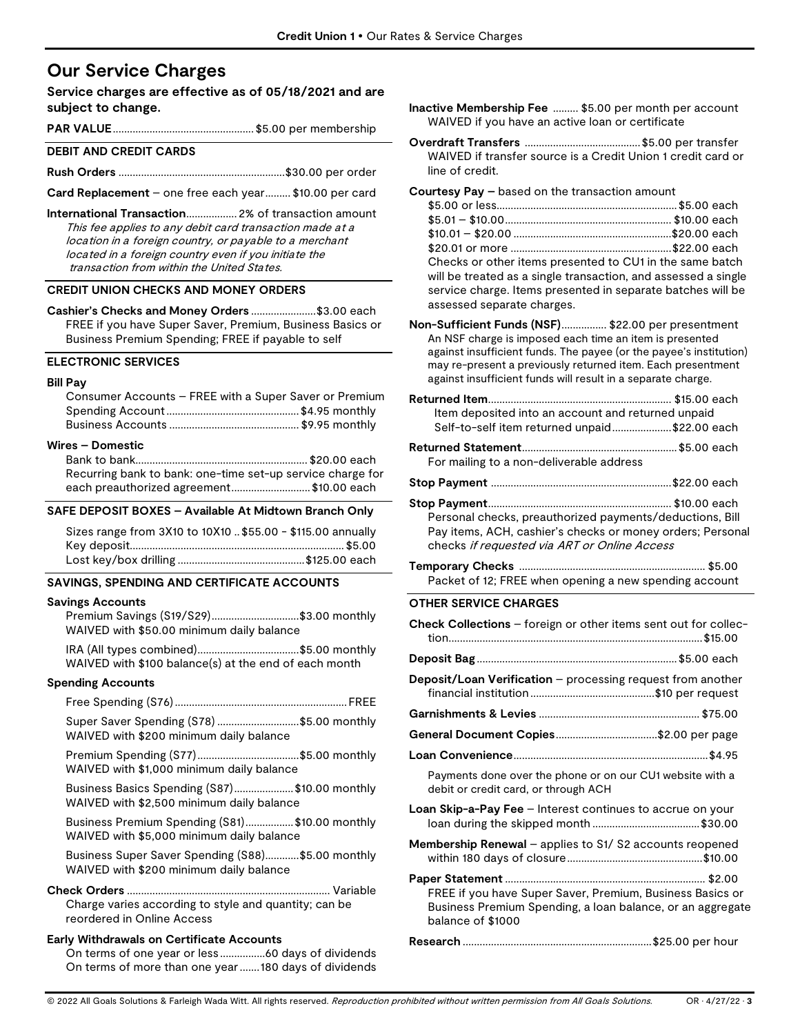## Our Service Charges

**Service charges are effective as of 05/18/2021 and are subject to change.**

**PAR VALUE** .................................................. $5.00 per membership

### DEBIT AND CREDIT CARDS

**Rush Orders** .......................................................... $30.00 per order

**Card Replacement** – one free each year......... $10.00 per card

**International Transaction**.................. 2% of transaction amount
*This fee applies to any debit card transaction made at a location in a foreign country, or payable to a merchant located in a foreign country even if you initiate the transaction from within the United States.*

### CREDIT UNION CHECKS AND MONEY ORDERS

**Cashier's Checks and Money Orders** ....................... $3.00 each
FREE if you have Super Saver, Premium, Business Basics or Business Premium Spending; FREE if payable to self

### ELECTRONIC SERVICES

**Bill Pay**

Consumer Accounts – FREE with a Super Saver or Premium Spending Account ............................................. $4.95 monthly
Business Accounts ............................................ $9.95 monthly

**Wires – Domestic**

Bank to bank............................................................ $20.00 each
Recurring bank to bank: one-time set-up service charge for each preauthorized agreement............................ $10.00 each

### SAFE DEPOSIT BOXES – Available At Midtown Branch Only

Sizes range from 3X10 to 10X10 .. $55.00 - $115.00 annually
Key deposit............................................................................ $5.00
Lost key/box drilling ............................................ $125.00 each

### SAVINGS, SPENDING AND CERTIFICATE ACCOUNTS

**Savings Accounts**

Premium Savings (S19/S29)............................... $3.00 monthly
WAIVED with $50.00 minimum daily balance

IRA (All types combined).................................... $5.00 monthly
WAIVED with $100 balance(s) at the end of each month

**Spending Accounts**

Free Spending (S76) ............................................................ FREE

Super Saver Spending (S78) ............................. $5.00 monthly
WAIVED with $200 minimum daily balance

Premium Spending (S77).................................... $5.00 monthly
WAIVED with $1,000 minimum daily balance

Business Basics Spending (S87)..................... $10.00 monthly
WAIVED with $2,500 minimum daily balance

Business Premium Spending (S81)................. $10.00 monthly
WAIVED with $5,000 minimum daily balance

Business Super Saver Spending (S88)............ $5.00 monthly
WAIVED with $200 minimum daily balance

**Check Orders** ....................................................................... Variable
Charge varies according to style and quantity; can be reordered in Online Access

**Early Withdrawals on Certificate Accounts**

On terms of one year or less ................ 60 days of dividends
On terms of more than one year ....... 180 days of dividends

**Inactive Membership Fee** ......... $5.00 per month per account
WAIVED if you have an active loan or certificate

**Overdraft Transfers** ........................................ $5.00 per transfer
WAIVED if transfer source is a Credit Union 1 credit card or line of credit.

**Courtesy Pay –** based on the transaction amount

$5.00 or less............................................................... $5.00 each
$5.01 – $10.00 .......................................................... $10.00 each
$10.01 – $20.00 ....................................................... $20.00 each
$20.01 or more ........................................................ $22.00 each
Checks or other items presented to CU1 in the same batch will be treated as a single transaction, and assessed a single service charge. Items presented in separate batches will be assessed separate charges.

**Non-Sufficient Funds (NSF)**................ $22.00 per presentment
An NSF charge is imposed each time an item is presented against insufficient funds. The payee (or the payee's institution) may re-present a previously returned item. Each presentment against insufficient funds will result in a separate charge.

**Returned Item**................................................................ $15.00 each
Item deposited into an account and returned unpaid
Self-to-self item returned unpaid..................... $22.00 each

**Returned Statement**...................................................... $5.00 each
For mailing to a non-deliverable address

**Stop Payment** ............................................................... $22.00 each

**Stop Payment**................................................................ $10.00 each
Personal checks, preauthorized payments/deductions, Bill Pay items, ACH, cashier's checks or money orders; Personal checks *if requested via ART or Online Access*

**Temporary Checks** ................................................................. $5.00
Packet of 12; FREE when opening a new spending account

### OTHER SERVICE CHARGES

**Check Collections** – foreign or other items sent out for collection......................................................................................... $15.00

**Deposit Bag** ...................................................................... $5.00 each

**Deposit/Loan Verification** – processing request from another financial institution ........................................... $10 per request

**Garnishments & Levies** ........................................................ $75.00

**General Document Copies**.................................... $2.00 per page

**Loan Convenience**.................................................................... $4.95

Payments done over the phone or on our CU1 website with a debit or credit card, or through ACH

**Loan Skip-a-Pay Fee** – Interest continues to accrue on your loan during the skipped month ...................................... $30.00

**Membership Renewal** – applies to S1/ S2 accounts reopened within 180 days of closure ................................................ $10.00

**Paper Statement** ...................................................................... $2.00
FREE if you have Super Saver, Premium, Business Basics or Business Premium Spending, a loan balance, or an aggregate balance of $1000

**Research** .................................................................. $25.00 per hour

© 2022 All Goals Solutions & Farleigh Wada Witt. All rights reserved. *Reproduction prohibited without written permission from All Goals Solutions.*